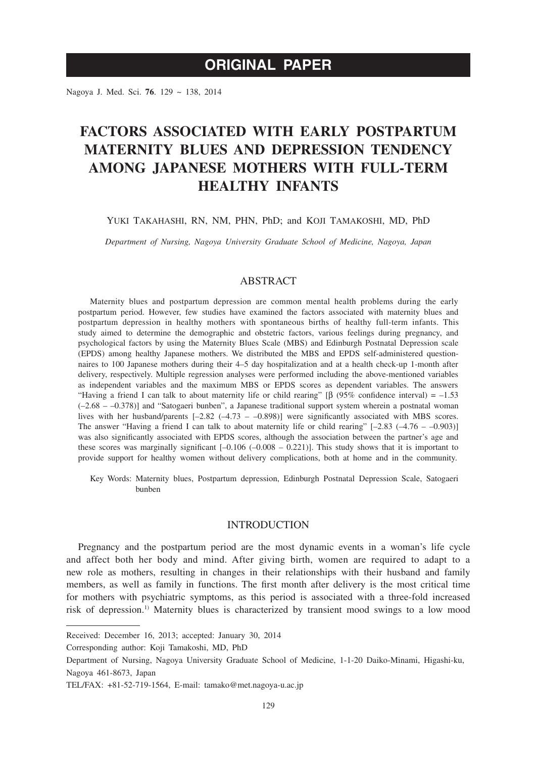# ORIGINAL PAPER

# FACTORS ASSOCIATED WITH EARLY POSTPARTUM MATERNITY BLUES AND DEPRESSION TENDENCY AMONG JAPANESE MOTHERS WITH FULL-TERM HEALTHY INFANTS

YUKI TAKAHASHI, RN, NM, PHN, PhD; and KOJI TAMAKOSHI, MD, PhD

*Department of Nursing, Nagoya University Graduate School of Medicine, Nagoya, Japan*

## ABSTRACT

Maternity blues and postpartum depression are common mental health problems during the early postpartum period. However, few studies have examined the factors associated with maternity blues and postpartum depression in healthy mothers with spontaneous births of healthy full-term infants. This study aimed to determine the demographic and obstetric factors, various feelings during pregnancy, and psychological factors by using the Maternity Blues Scale (MBS) and Edinburgh Postnatal Depression scale (EPDS) among healthy Japanese mothers. We distributed the MBS and EPDS self-administered questionnaires to 100 Japanese mothers during their 4–5 day hospitalization and at a health check-up 1-month after delivery, respectively. Multiple regression analyses were performed including the above-mentioned variables as independent variables and the maximum MBS or EPDS scores as dependent variables. The answers "Having a friend I can talk to about maternity life or child rearing" [$\beta$ (95% confidence interval) = –1.53 (–2.68 – –0.378)] and "Satogaeri bunben", a Japanese traditional support system wherein a postnatal woman lives with her husband/parents [–2.82 (–4.73 – –0.898)] were significantly associated with MBS scores. The answer "Having a friend I can talk to about maternity life or child rearing" [–2.83 (–4.76 – –0.903)] was also significantly associated with EPDS scores, although the association between the partner's age and these scores was marginally significant [–0.106 (–0.008 – 0.221)]. This study shows that it is important to provide support for healthy women without delivery complications, both at home and in the community.

Key Words: Maternity blues, Postpartum depression, Edinburgh Postnatal Depression Scale, Satogaeri bunben

## INTRODUCTION

Pregnancy and the postpartum period are the most dynamic events in a woman's life cycle and affect both her body and mind. After giving birth, women are required to adapt to a new role as mothers, resulting in changes in their relationships with their husband and family members, as well as family in functions. The first month after delivery is the most critical time for mothers with psychiatric symptoms, as this period is associated with a three-fold increased risk of depression.[1] Maternity blues is characterized by transient mood swings to a low mood

---

Received: December 16, 2013; accepted: January 30, 2014

Corresponding author: Koji Tamakoshi, MD, PhD

Department of Nursing, Nagoya University Graduate School of Medicine, 1-1-20 Daiko-Minami, Higashi-ku, Nagoya 461-8673, Japan

TEL/FAX: +81-52-719-1564, E-mail: tamako@met.nagoya-u.ac.jp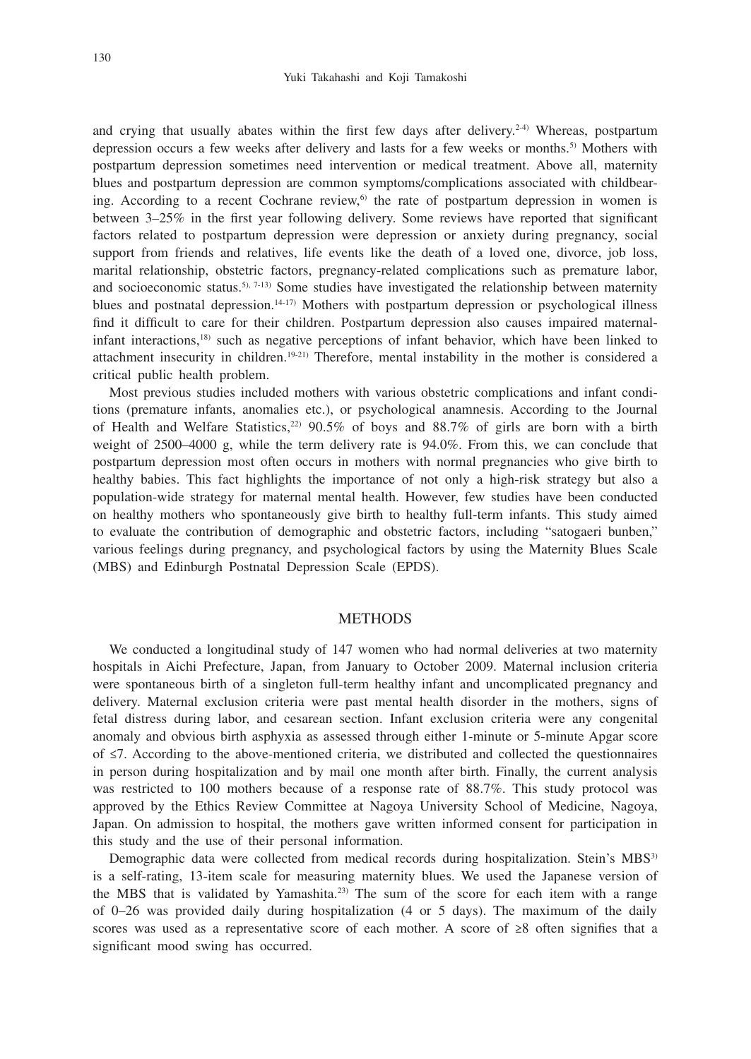and crying that usually abates within the first few days after delivery.[2-4] Whereas, postpartum depression occurs a few weeks after delivery and lasts for a few weeks or months.[5] Mothers with postpartum depression sometimes need intervention or medical treatment. Above all, maternity blues and postpartum depression are common symptoms/complications associated with childbearing. According to a recent Cochrane review,[6] the rate of postpartum depression in women is between 3–25% in the first year following delivery. Some reviews have reported that significant factors related to postpartum depression were depression or anxiety during pregnancy, social support from friends and relatives, life events like the death of a loved one, divorce, job loss, marital relationship, obstetric factors, pregnancy-related complications such as premature labor, and socioeconomic status.[5, 7-13] Some studies have investigated the relationship between maternity blues and postnatal depression.[14-17] Mothers with postpartum depression or psychological illness find it difficult to care for their children. Postpartum depression also causes impaired maternal-infant interactions,[18] such as negative perceptions of infant behavior, which have been linked to attachment insecurity in children.[19-21] Therefore, mental instability in the mother is considered a critical public health problem.

Most previous studies included mothers with various obstetric complications and infant conditions (premature infants, anomalies etc.), or psychological anamnesis. According to the Journal of Health and Welfare Statistics,[22] 90.5% of boys and 88.7% of girls are born with a birth weight of 2500–4000 g, while the term delivery rate is 94.0%. From this, we can conclude that postpartum depression most often occurs in mothers with normal pregnancies who give birth to healthy babies. This fact highlights the importance of not only a high-risk strategy but also a population-wide strategy for maternal mental health. However, few studies have been conducted on healthy mothers who spontaneously give birth to healthy full-term infants. This study aimed to evaluate the contribution of demographic and obstetric factors, including "satogaeri bunben," various feelings during pregnancy, and psychological factors by using the Maternity Blues Scale (MBS) and Edinburgh Postnatal Depression Scale (EPDS).

## METHODS

We conducted a longitudinal study of 147 women who had normal deliveries at two maternity hospitals in Aichi Prefecture, Japan, from January to October 2009. Maternal inclusion criteria were spontaneous birth of a singleton full-term healthy infant and uncomplicated pregnancy and delivery. Maternal exclusion criteria were past mental health disorder in the mothers, signs of fetal distress during labor, and cesarean section. Infant exclusion criteria were any congenital anomaly and obvious birth asphyxia as assessed through either 1-minute or 5-minute Apgar score of ≤7. According to the above-mentioned criteria, we distributed and collected the questionnaires in person during hospitalization and by mail one month after birth. Finally, the current analysis was restricted to 100 mothers because of a response rate of 88.7%. This study protocol was approved by the Ethics Review Committee at Nagoya University School of Medicine, Nagoya, Japan. On admission to hospital, the mothers gave written informed consent for participation in this study and the use of their personal information.

Demographic data were collected from medical records during hospitalization. Stein's MBS[3] is a self-rating, 13-item scale for measuring maternity blues. We used the Japanese version of the MBS that is validated by Yamashita.[23] The sum of the score for each item with a range of 0–26 was provided daily during hospitalization (4 or 5 days). The maximum of the daily scores was used as a representative score of each mother. A score of ≥8 often signifies that a significant mood swing has occurred.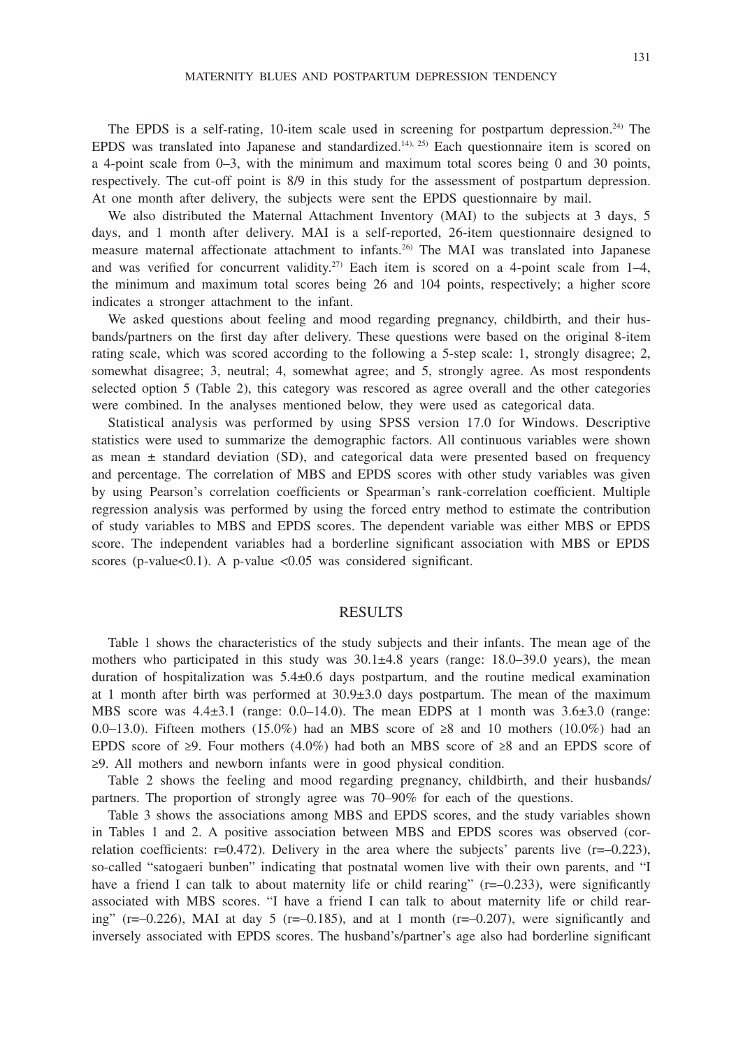The EPDS is a self-rating, 10-item scale used in screening for postpartum depression.[24] The EPDS was translated into Japanese and standardized.[14), 25] Each questionnaire item is scored on a 4-point scale from 0–3, with the minimum and maximum total scores being 0 and 30 points, respectively. The cut-off point is 8/9 in this study for the assessment of postpartum depression. At one month after delivery, the subjects were sent the EPDS questionnaire by mail.

We also distributed the Maternal Attachment Inventory (MAI) to the subjects at 3 days, 5 days, and 1 month after delivery. MAI is a self-reported, 26-item questionnaire designed to measure maternal affectionate attachment to infants.[26] The MAI was translated into Japanese and was verified for concurrent validity.[27] Each item is scored on a 4-point scale from 1–4, the minimum and maximum total scores being 26 and 104 points, respectively; a higher score indicates a stronger attachment to the infant.

We asked questions about feeling and mood regarding pregnancy, childbirth, and their husbands/partners on the first day after delivery. These questions were based on the original 8-item rating scale, which was scored according to the following a 5-step scale: 1, strongly disagree; 2, somewhat disagree; 3, neutral; 4, somewhat agree; and 5, strongly agree. As most respondents selected option 5 (Table 2), this category was rescored as agree overall and the other categories were combined. In the analyses mentioned below, they were used as categorical data.

Statistical analysis was performed by using SPSS version 17.0 for Windows. Descriptive statistics were used to summarize the demographic factors. All continuous variables were shown as mean ± standard deviation (SD), and categorical data were presented based on frequency and percentage. The correlation of MBS and EPDS scores with other study variables was given by using Pearson's correlation coefficients or Spearman's rank-correlation coefficient. Multiple regression analysis was performed by using the forced entry method to estimate the contribution of study variables to MBS and EPDS scores. The dependent variable was either MBS or EPDS score. The independent variables had a borderline significant association with MBS or EPDS scores (p-value<0.1). A p-value <0.05 was considered significant.

## RESULTS

Table 1 shows the characteristics of the study subjects and their infants. The mean age of the mothers who participated in this study was 30.1±4.8 years (range: 18.0–39.0 years), the mean duration of hospitalization was 5.4±0.6 days postpartum, and the routine medical examination at 1 month after birth was performed at 30.9±3.0 days postpartum. The mean of the maximum MBS score was 4.4±3.1 (range: 0.0–14.0). The mean EDPS at 1 month was 3.6±3.0 (range: 0.0–13.0). Fifteen mothers (15.0%) had an MBS score of ≥8 and 10 mothers (10.0%) had an EPDS score of ≥9. Four mothers (4.0%) had both an MBS score of ≥8 and an EPDS score of ≥9. All mothers and newborn infants were in good physical condition.

Table 2 shows the feeling and mood regarding pregnancy, childbirth, and their husbands/partners. The proportion of strongly agree was 70–90% for each of the questions.

Table 3 shows the associations among MBS and EPDS scores, and the study variables shown in Tables 1 and 2. A positive association between MBS and EPDS scores was observed (correlation coefficients: r=0.472). Delivery in the area where the subjects' parents live (r=–0.223), so-called "satogaeri bunben" indicating that postnatal women live with their own parents, and "I have a friend I can talk to about maternity life or child rearing" (r=–0.233), were significantly associated with MBS scores. "I have a friend I can talk to about maternity life or child rearing" (r=–0.226), MAI at day 5 (r=–0.185), and at 1 month (r=–0.207), were significantly and inversely associated with EPDS scores. The husband's/partner's age also had borderline significant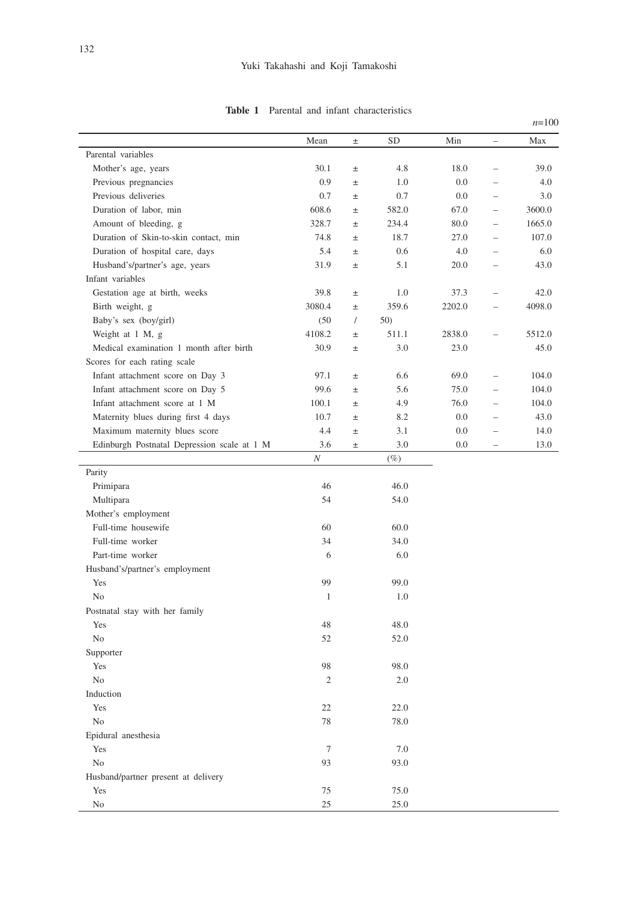**Table 1** Parental and infant characteristics

*n*=100

| | Mean | ± | SD | Min | – | Max |
|---|---|---|---|---|---|---|
| Parental variables | | | | | | |
| Mother's age, years | 30.1 | ± | 4.8 | 18.0 | – | 39.0 |
| Previous pregnancies | 0.9 | ± | 1.0 | 0.0 | – | 4.0 |
| Previous deliveries | 0.7 | ± | 0.7 | 0.0 | – | 3.0 |
| Duration of labor, min | 608.6 | ± | 582.0 | 67.0 | – | 3600.0 |
| Amount of bleeding, g | 328.7 | ± | 234.4 | 80.0 | – | 1665.0 |
| Duration of Skin-to-skin contact, min | 74.8 | ± | 18.7 | 27.0 | – | 107.0 |
| Duration of hospital care, days | 5.4 | ± | 0.6 | 4.0 | – | 6.0 |
| Husband's/partner's age, years | 31.9 | ± | 5.1 | 20.0 | – | 43.0 |
| Infant variables | | | | | | |
| Gestation age at birth, weeks | 39.8 | ± | 1.0 | 37.3 | – | 42.0 |
| Birth weight, g | 3080.4 | ± | 359.6 | 2202.0 | – | 4098.0 |
| Baby's sex (boy/girl) | (50 | / | 50) | | | |
| Weight at 1 M, g | 4108.2 | ± | 511.1 | 2838.0 | – | 5512.0 |
| Medical examination 1 month after birth | 30.9 | ± | 3.0 | 23.0 | | 45.0 |
| Scores for each rating scale | | | | | | |
| Infant attachment score on Day 3 | 97.1 | ± | 6.6 | 69.0 | – | 104.0 |
| Infant attachment score on Day 5 | 99.6 | ± | 5.6 | 75.0 | – | 104.0 |
| Infant attachment score at 1 M | 100.1 | ± | 4.9 | 76.0 | – | 104.0 |
| Maternity blues during first 4 days | 10.7 | ± | 8.2 | 0.0 | – | 43.0 |
| Maximum maternity blues score | 4.4 | ± | 3.1 | 0.0 | – | 14.0 |
| Edinburgh Postnatal Depression scale at 1 M | 3.6 | ± | 3.0 | 0.0 | – | 13.0 |
| | *N* | | (%) | | | |
| Parity | | | | | | |
| Primipara | 46 | | 46.0 | | | |
| Multipara | 54 | | 54.0 | | | |
| Mother's employment | | | | | | |
| Full-time housewife | 60 | | 60.0 | | | |
| Full-time worker | 34 | | 34.0 | | | |
| Part-time worker | 6 | | 6.0 | | | |
| Husband's/partner's employment | | | | | | |
| Yes | 99 | | 99.0 | | | |
| No | 1 | | 1.0 | | | |
| Postnatal stay with her family | | | | | | |
| Yes | 48 | | 48.0 | | | |
| No | 52 | | 52.0 | | | |
| Supporter | | | | | | |
| Yes | 98 | | 98.0 | | | |
| No | 2 | | 2.0 | | | |
| Induction | | | | | | |
| Yes | 22 | | 22.0 | | | |
| No | 78 | | 78.0 | | | |
| Epidural anesthesia | | | | | | |
| Yes | 7 | | 7.0 | | | |
| No | 93 | | 93.0 | | | |
| Husband/partner present at delivery | | | | | | |
| Yes | 75 | | 75.0 | | | |
| No | 25 | | 25.0 | | | |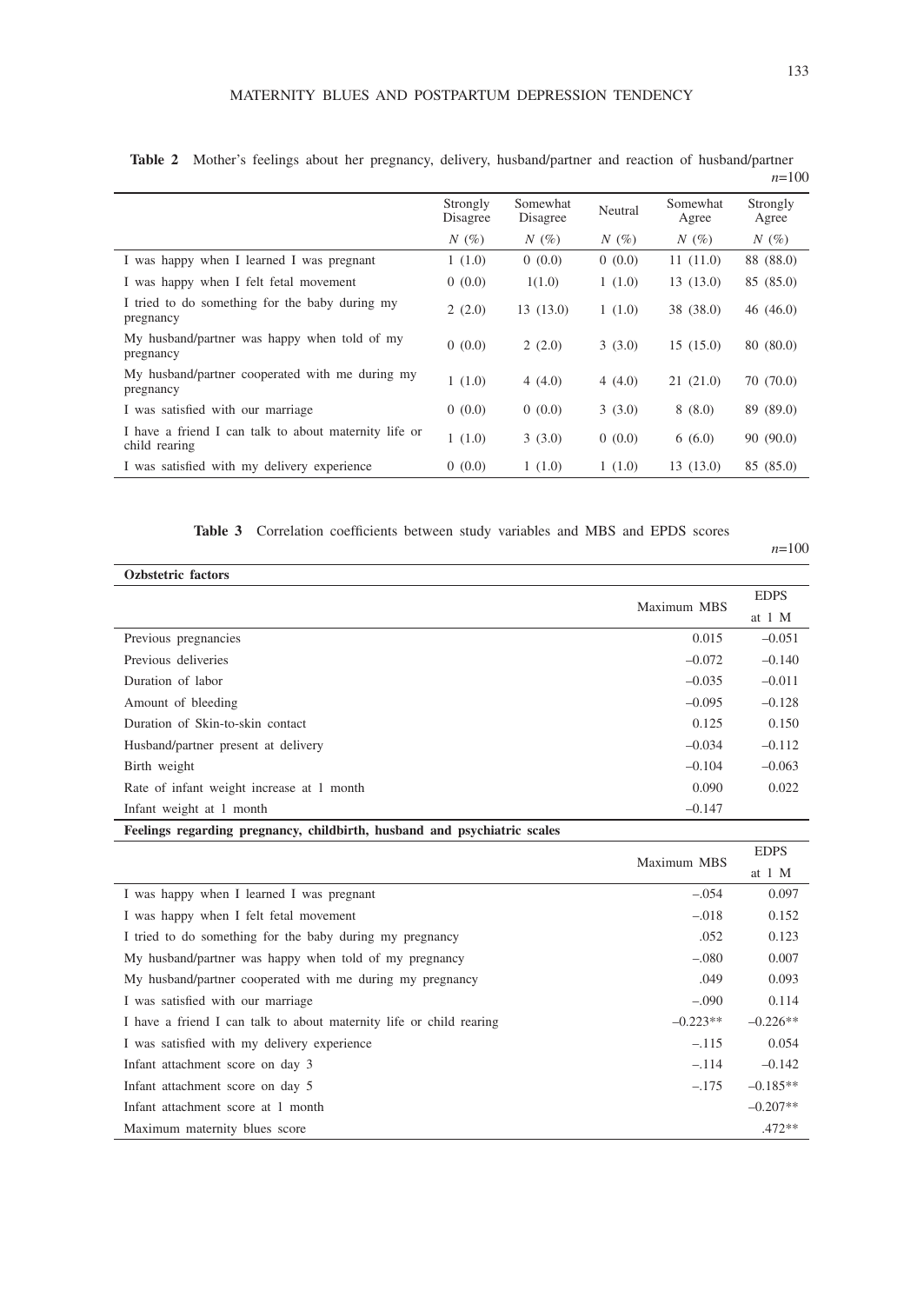**Table 2** Mother's feelings about her pregnancy, delivery, husband/partner and reaction of husband/partner

*n*=100

| | Strongly Disagree | Somewhat Disagree | Neutral | Somewhat Agree | Strongly Agree |
|---|---|---|---|---|---|
| | *N* (%) | *N* (%) | *N* (%) | *N* (%) | *N* (%) |
| I was happy when I learned I was pregnant | 1 (1.0) | 0 (0.0) | 0 (0.0) | 11 (11.0) | 88 (88.0) |
| I was happy when I felt fetal movement | 0 (0.0) | 1(1.0) | 1 (1.0) | 13 (13.0) | 85 (85.0) |
| I tried to do something for the baby during my pregnancy | 2 (2.0) | 13 (13.0) | 1 (1.0) | 38 (38.0) | 46 (46.0) |
| My husband/partner was happy when told of my pregnancy | 0 (0.0) | 2 (2.0) | 3 (3.0) | 15 (15.0) | 80 (80.0) |
| My husband/partner cooperated with me during my pregnancy | 1 (1.0) | 4 (4.0) | 4 (4.0) | 21 (21.0) | 70 (70.0) |
| I was satisfied with our marriage | 0 (0.0) | 0 (0.0) | 3 (3.0) | 8 (8.0) | 89 (89.0) |
| I have a friend I can talk to about maternity life or child rearing | 1 (1.0) | 3 (3.0) | 0 (0.0) | 6 (6.0) | 90 (90.0) |
| I was satisfied with my delivery experience | 0 (0.0) | 1 (1.0) | 1 (1.0) | 13 (13.0) | 85 (85.0) |

**Table 3** Correlation coefficients between study variables and MBS and EPDS scores

*n*=100

| **Ozbstetric factors** | | |
|---|---|---|
| | Maximum MBS | EDPS at 1 M |
| Previous pregnancies | 0.015 | –0.051 |
| Previous deliveries | –0.072 | –0.140 |
| Duration of labor | –0.035 | –0.011 |
| Amount of bleeding | –0.095 | –0.128 |
| Duration of Skin-to-skin contact | 0.125 | 0.150 |
| Husband/partner present at delivery | –0.034 | –0.112 |
| Birth weight | –0.104 | –0.063 |
| Rate of infant weight increase at 1 month | 0.090 | 0.022 |
| Infant weight at 1 month | –0.147 | |
| **Feelings regarding pregnancy, childbirth, husband and psychiatric scales** | | |
| | Maximum MBS | EDPS at 1 M |
| I was happy when I learned I was pregnant | –.054 | 0.097 |
| I was happy when I felt fetal movement | –.018 | 0.152 |
| I tried to do something for the baby during my pregnancy | .052 | 0.123 |
| My husband/partner was happy when told of my pregnancy | –.080 | 0.007 |
| My husband/partner cooperated with me during my pregnancy | .049 | 0.093 |
| I was satisfied with our marriage | –.090 | 0.114 |
| I have a friend I can talk to about maternity life or child rearing | –0.223** | –0.226** |
| I was satisfied with my delivery experience | –.115 | 0.054 |
| Infant attachment score on day 3 | –.114 | –0.142 |
| Infant attachment score on day 5 | –.175 | –0.185** |
| Infant attachment score at 1 month | | –0.207** |
| Maximum maternity blues score | | .472** |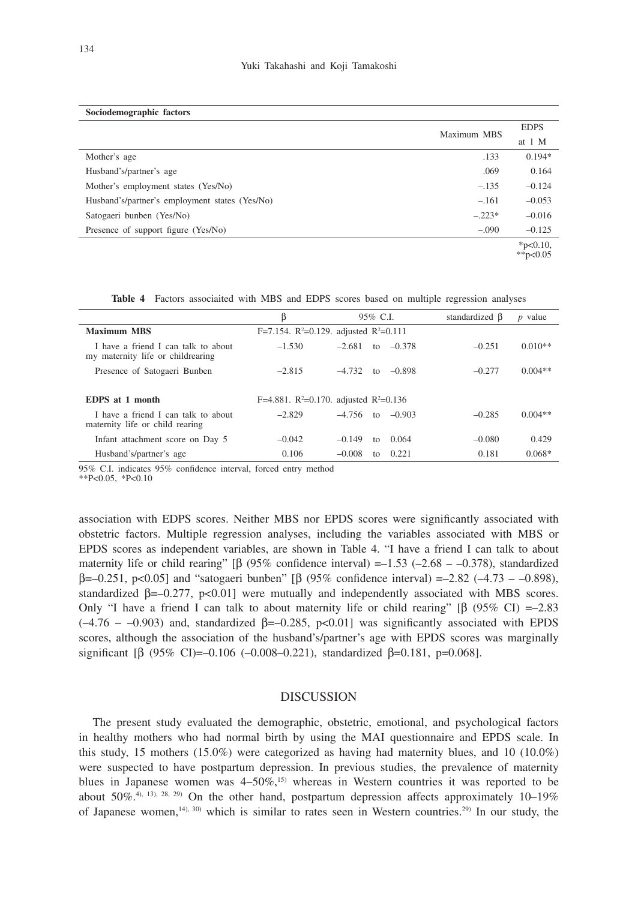| Sociodemographic factors | | |
|---|---|---|
| | Maximum MBS | EDPS at 1 M |
| Mother's age | .133 | 0.194* |
| Husband's/partner's age | .069 | 0.164 |
| Mother's employment states (Yes/No) | –.135 | –0.124 |
| Husband's/partner's employment states (Yes/No) | –.161 | –0.053 |
| Satogaeri bunben (Yes/No) | –.223* | –0.016 |
| Presence of support figure (Yes/No) | –.090 | –0.125 |

*p<0.10, **p<0.05

**Table 4** Factors associaited with MBS and EDPS scores based on multiple regression analyses

| | β | 95% C.I. | standardized β | *p* value |
|---|---|---|---|---|
| **Maximum MBS** | F=7.154. $R^2$=0.129. adjusted $R^2$=0.111 | | | |
| I have a friend I can talk to about my maternity life or childrearing | –1.530 | –2.681 to –0.378 | –0.251 | 0.010** |
| Presence of Satogaeri Bunben | –2.815 | –4.732 to –0.898 | –0.277 | 0.004** |
| **EDPS at 1 month** | F=4.881. $R^2$=0.170. adjusted $R^2$=0.136 | | | |
| I have a friend I can talk to about maternity life or child rearing | –2.829 | –4.756 to –0.903 | –0.285 | 0.004** |
| Infant attachment score on Day 5 | –0.042 | –0.149 to 0.064 | –0.080 | 0.429 |
| Husband's/partner's age | 0.106 | –0.008 to 0.221 | 0.181 | 0.068* |

95% C.I. indicates 95% confidence interval, forced entry method
**P<0.05, *P<0.10

association with EDPS scores. Neither MBS nor EPDS scores were significantly associated with obstetric factors. Multiple regression analyses, including the variables associated with MBS or EPDS scores as independent variables, are shown in Table 4. "I have a friend I can talk to about maternity life or child rearing" [β (95% confidence interval) =–1.53 (–2.68 – –0.378), standardized β=–0.251, p<0.05] and "satogaeri bunben" [β (95% confidence interval) =–2.82 (–4.73 – –0.898), standardized β=–0.277, p<0.01] were mutually and independently associated with MBS scores. Only "I have a friend I can talk to about maternity life or child rearing" [β (95% CI) =–2.83 (–4.76 – –0.903) and, standardized β=–0.285, p<0.01] was significantly associated with EPDS scores, although the association of the husband's/partner's age with EPDS scores was marginally significant [β (95% CI)=–0.106 (–0.008–0.221), standardized β=0.181, p=0.068].

## DISCUSSION

The present study evaluated the demographic, obstetric, emotional, and psychological factors in healthy mothers who had normal birth by using the MAI questionnaire and EPDS scale. In this study, 15 mothers (15.0%) were categorized as having had maternity blues, and 10 (10.0%) were suspected to have postpartum depression. In previous studies, the prevalence of maternity blues in Japanese women was 4–50%,[15] whereas in Western countries it was reported to be about 50%.[4, 13, 28, 29] On the other hand, postpartum depression affects approximately 10–19% of Japanese women,[14, 30] which is similar to rates seen in Western countries.[29] In our study, the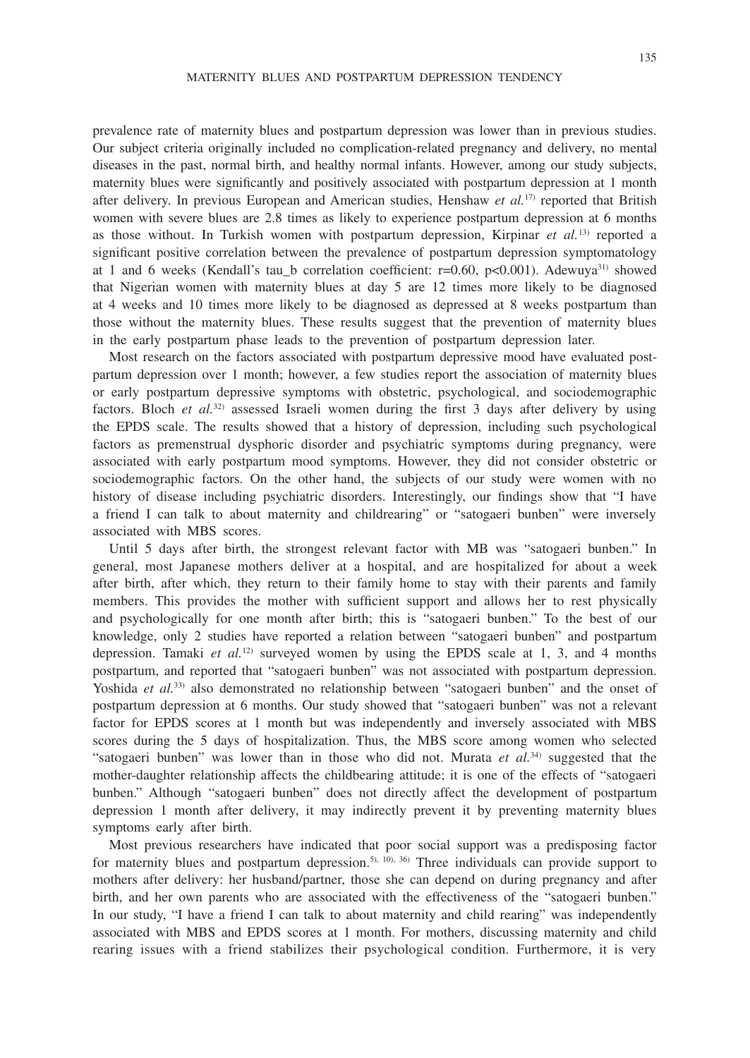prevalence rate of maternity blues and postpartum depression was lower than in previous studies. Our subject criteria originally included no complication-related pregnancy and delivery, no mental diseases in the past, normal birth, and healthy normal infants. However, among our study subjects, maternity blues were significantly and positively associated with postpartum depression at 1 month after delivery. In previous European and American studies, Henshaw *et al.*[17] reported that British women with severe blues are 2.8 times as likely to experience postpartum depression at 6 months as those without. In Turkish women with postpartum depression, Kirpinar *et al.*[13] reported a significant positive correlation between the prevalence of postpartum depression symptomatology at 1 and 6 weeks (Kendall's tau_b correlation coefficient: $r=0.60$, $p<0.001$). Adewuya[31] showed that Nigerian women with maternity blues at day 5 are 12 times more likely to be diagnosed at 4 weeks and 10 times more likely to be diagnosed as depressed at 8 weeks postpartum than those without the maternity blues. These results suggest that the prevention of maternity blues in the early postpartum phase leads to the prevention of postpartum depression later.

Most research on the factors associated with postpartum depressive mood have evaluated postpartum depression over 1 month; however, a few studies report the association of maternity blues or early postpartum depressive symptoms with obstetric, psychological, and sociodemographic factors. Bloch *et al.*[32] assessed Israeli women during the first 3 days after delivery by using the EPDS scale. The results showed that a history of depression, including such psychological factors as premenstrual dysphoric disorder and psychiatric symptoms during pregnancy, were associated with early postpartum mood symptoms. However, they did not consider obstetric or sociodemographic factors. On the other hand, the subjects of our study were women with no history of disease including psychiatric disorders. Interestingly, our findings show that "I have a friend I can talk to about maternity and childrearing" or "satogaeri bunben" were inversely associated with MBS scores.

Until 5 days after birth, the strongest relevant factor with MB was "satogaeri bunben." In general, most Japanese mothers deliver at a hospital, and are hospitalized for about a week after birth, after which, they return to their family home to stay with their parents and family members. This provides the mother with sufficient support and allows her to rest physically and psychologically for one month after birth; this is "satogaeri bunben." To the best of our knowledge, only 2 studies have reported a relation between "satogaeri bunben" and postpartum depression. Tamaki *et al.*[12] surveyed women by using the EPDS scale at 1, 3, and 4 months postpartum, and reported that "satogaeri bunben" was not associated with postpartum depression. Yoshida *et al.*[33] also demonstrated no relationship between "satogaeri bunben" and the onset of postpartum depression at 6 months. Our study showed that "satogaeri bunben" was not a relevant factor for EPDS scores at 1 month but was independently and inversely associated with MBS scores during the 5 days of hospitalization. Thus, the MBS score among women who selected "satogaeri bunben" was lower than in those who did not. Murata *et al.*[34] suggested that the mother-daughter relationship affects the childbearing attitude; it is one of the effects of "satogaeri bunben." Although "satogaeri bunben" does not directly affect the development of postpartum depression 1 month after delivery, it may indirectly prevent it by preventing maternity blues symptoms early after birth.

Most previous researchers have indicated that poor social support was a predisposing factor for maternity blues and postpartum depression.[5, 10, 36] Three individuals can provide support to mothers after delivery: her husband/partner, those she can depend on during pregnancy and after birth, and her own parents who are associated with the effectiveness of the "satogaeri bunben." In our study, "I have a friend I can talk to about maternity and child rearing" was independently associated with MBS and EPDS scores at 1 month. For mothers, discussing maternity and child rearing issues with a friend stabilizes their psychological condition. Furthermore, it is very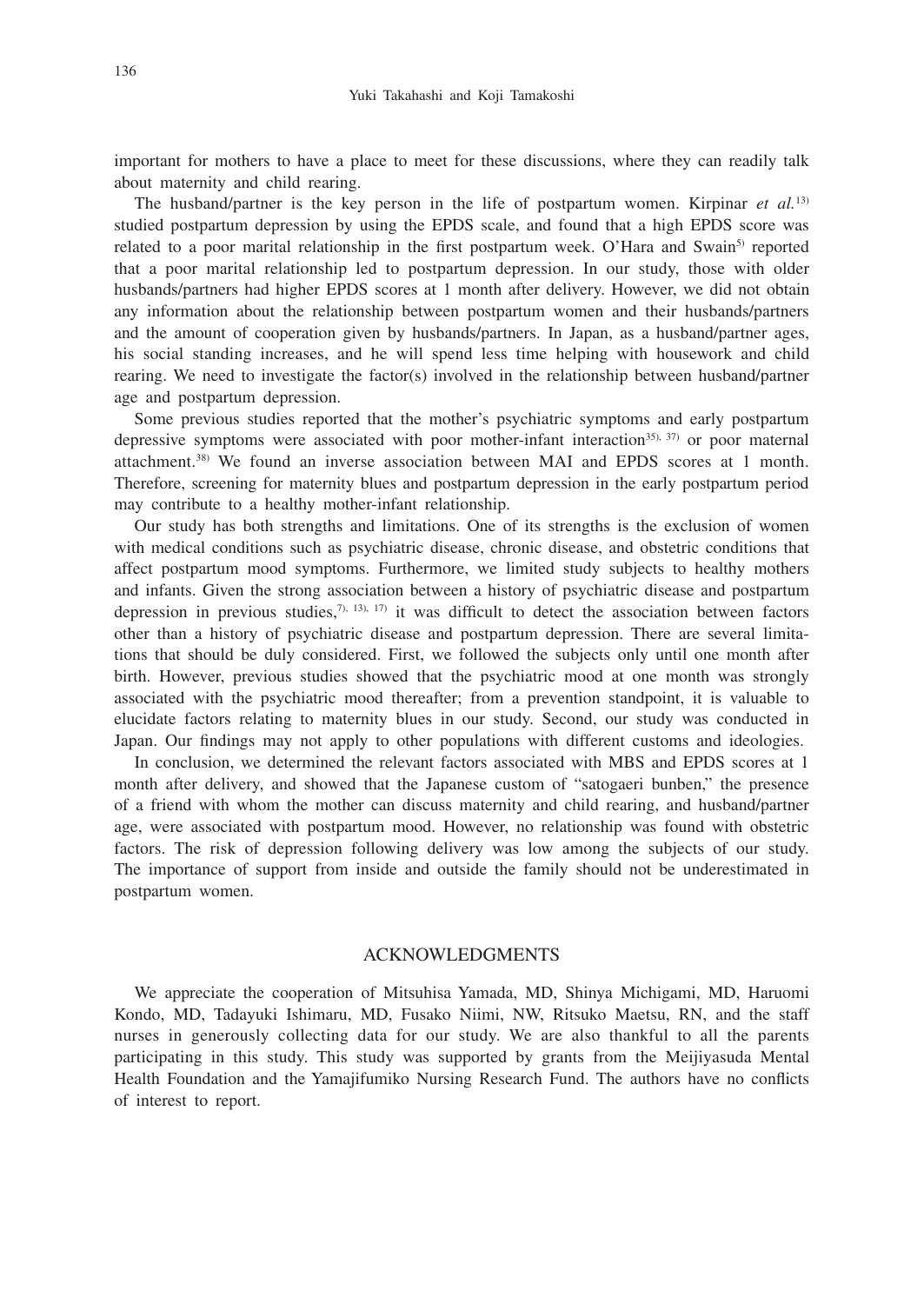important for mothers to have a place to meet for these discussions, where they can readily talk about maternity and child rearing.

The husband/partner is the key person in the life of postpartum women. Kirpinar *et al.*[13] studied postpartum depression by using the EPDS scale, and found that a high EPDS score was related to a poor marital relationship in the first postpartum week. O'Hara and Swain[5] reported that a poor marital relationship led to postpartum depression. In our study, those with older husbands/partners had higher EPDS scores at 1 month after delivery. However, we did not obtain any information about the relationship between postpartum women and their husbands/partners and the amount of cooperation given by husbands/partners. In Japan, as a husband/partner ages, his social standing increases, and he will spend less time helping with housework and child rearing. We need to investigate the factor(s) involved in the relationship between husband/partner age and postpartum depression.

Some previous studies reported that the mother's psychiatric symptoms and early postpartum depressive symptoms were associated with poor mother-infant interaction[35, 37] or poor maternal attachment.[38] We found an inverse association between MAI and EPDS scores at 1 month. Therefore, screening for maternity blues and postpartum depression in the early postpartum period may contribute to a healthy mother-infant relationship.

Our study has both strengths and limitations. One of its strengths is the exclusion of women with medical conditions such as psychiatric disease, chronic disease, and obstetric conditions that affect postpartum mood symptoms. Furthermore, we limited study subjects to healthy mothers and infants. Given the strong association between a history of psychiatric disease and postpartum depression in previous studies,[7, 13, 17] it was difficult to detect the association between factors other than a history of psychiatric disease and postpartum depression. There are several limitations that should be duly considered. First, we followed the subjects only until one month after birth. However, previous studies showed that the psychiatric mood at one month was strongly associated with the psychiatric mood thereafter; from a prevention standpoint, it is valuable to elucidate factors relating to maternity blues in our study. Second, our study was conducted in Japan. Our findings may not apply to other populations with different customs and ideologies.

In conclusion, we determined the relevant factors associated with MBS and EPDS scores at 1 month after delivery, and showed that the Japanese custom of "satogaeri bunben," the presence of a friend with whom the mother can discuss maternity and child rearing, and husband/partner age, were associated with postpartum mood. However, no relationship was found with obstetric factors. The risk of depression following delivery was low among the subjects of our study. The importance of support from inside and outside the family should not be underestimated in postpartum women.

## ACKNOWLEDGMENTS

We appreciate the cooperation of Mitsuhisa Yamada, MD, Shinya Michigami, MD, Haruomi Kondo, MD, Tadayuki Ishimaru, MD, Fusako Niimi, NW, Ritsuko Maetsu, RN, and the staff nurses in generously collecting data for our study. We are also thankful to all the parents participating in this study. This study was supported by grants from the Meijiyasuda Mental Health Foundation and the Yamajifumiko Nursing Research Fund. The authors have no conflicts of interest to report.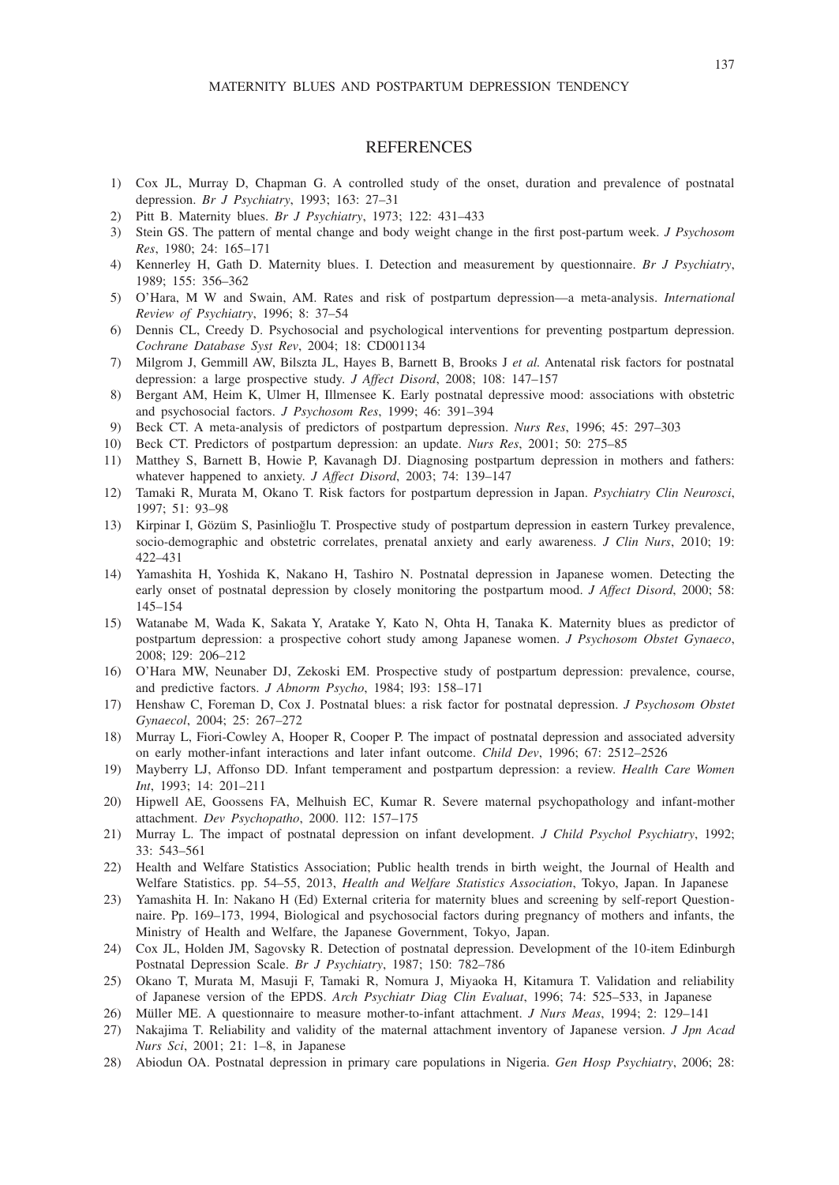# REFERENCES

1) Cox JL, Murray D, Chapman G. A controlled study of the onset, duration and prevalence of postnatal depression. *Br J Psychiatry*, 1993; 163: 27–31
2) Pitt B. Maternity blues. *Br J Psychiatry*, 1973; 122: 431–433
3) Stein GS. The pattern of mental change and body weight change in the first post-partum week. *J Psychosom Res*, 1980; 24: 165–171
4) Kennerley H, Gath D. Maternity blues. I. Detection and measurement by questionnaire. *Br J Psychiatry*, 1989; 155: 356–362
5) O'Hara, M W and Swain, AM. Rates and risk of postpartum depression—a meta-analysis. *International Review of Psychiatry*, 1996; 8: 37–54
6) Dennis CL, Creedy D. Psychosocial and psychological interventions for preventing postpartum depression. *Cochrane Database Syst Rev*, 2004; 18: CD001134
7) Milgrom J, Gemmill AW, Bilszta JL, Hayes B, Barnett B, Brooks J *et al.* Antenatal risk factors for postnatal depression: a large prospective study. *J Affect Disord*, 2008; 108: 147–157
8) Bergant AM, Heim K, Ulmer H, Illmensee K. Early postnatal depressive mood: associations with obstetric and psychosocial factors. *J Psychosom Res*, 1999; 46: 391–394
9) Beck CT. A meta-analysis of predictors of postpartum depression. *Nurs Res*, 1996; 45: 297–303
10) Beck CT. Predictors of postpartum depression: an update. *Nurs Res*, 2001; 50: 275–85
11) Matthey S, Barnett B, Howie P, Kavanagh DJ. Diagnosing postpartum depression in mothers and fathers: whatever happened to anxiety. *J Affect Disord*, 2003; 74: 139–147
12) Tamaki R, Murata M, Okano T. Risk factors for postpartum depression in Japan. *Psychiatry Clin Neurosci*, 1997; 51: 93–98
13) Kirpinar I, Gözüm S, Pasinlioğlu T. Prospective study of postpartum depression in eastern Turkey prevalence, socio-demographic and obstetric correlates, prenatal anxiety and early awareness. *J Clin Nurs*, 2010; 19: 422–431
14) Yamashita H, Yoshida K, Nakano H, Tashiro N. Postnatal depression in Japanese women. Detecting the early onset of postnatal depression by closely monitoring the postpartum mood. *J Affect Disord*, 2000; 58: 145–154
15) Watanabe M, Wada K, Sakata Y, Aratake Y, Kato N, Ohta H, Tanaka K. Maternity blues as predictor of postpartum depression: a prospective cohort study among Japanese women. *J Psychosom Obstet Gynaeco*, 2008; l29: 206–212
16) O'Hara MW, Neunaber DJ, Zekoski EM. Prospective study of postpartum depression: prevalence, course, and predictive factors. *J Abnorm Psycho*, 1984; l93: 158–171
17) Henshaw C, Foreman D, Cox J. Postnatal blues: a risk factor for postnatal depression. *J Psychosom Obstet Gynaecol*, 2004; 25: 267–272
18) Murray L, Fiori-Cowley A, Hooper R, Cooper P. The impact of postnatal depression and associated adversity on early mother-infant interactions and later infant outcome. *Child Dev*, 1996; 67: 2512–2526
19) Mayberry LJ, Affonso DD. Infant temperament and postpartum depression: a review. *Health Care Women Int*, 1993; 14: 201–211
20) Hipwell AE, Goossens FA, Melhuish EC, Kumar R. Severe maternal psychopathology and infant-mother attachment. *Dev Psychopatho*, 2000. l12: 157–175
21) Murray L. The impact of postnatal depression on infant development. *J Child Psychol Psychiatry*, 1992; 33: 543–561
22) Health and Welfare Statistics Association; Public health trends in birth weight, the Journal of Health and Welfare Statistics. pp. 54–55, 2013, *Health and Welfare Statistics Association*, Tokyo, Japan. In Japanese
23) Yamashita H. In: Nakano H (Ed) External criteria for maternity blues and screening by self-report Questionnaire. Pp. 169–173, 1994, Biological and psychosocial factors during pregnancy of mothers and infants, the Ministry of Health and Welfare, the Japanese Government, Tokyo, Japan.
24) Cox JL, Holden JM, Sagovsky R. Detection of postnatal depression. Development of the 10-item Edinburgh Postnatal Depression Scale. *Br J Psychiatry*, 1987; 150: 782–786
25) Okano T, Murata M, Masuji F, Tamaki R, Nomura J, Miyaoka H, Kitamura T. Validation and reliability of Japanese version of the EPDS. *Arch Psychiatr Diag Clin Evaluat*, 1996; 74: 525–533, in Japanese
26) Müller ME. A questionnaire to measure mother-to-infant attachment. *J Nurs Meas*, 1994; 2: 129–141
27) Nakajima T. Reliability and validity of the maternal attachment inventory of Japanese version. *J Jpn Acad Nurs Sci*, 2001; 21: 1–8, in Japanese
28) Abiodun OA. Postnatal depression in primary care populations in Nigeria. *Gen Hosp Psychiatry*, 2006; 28: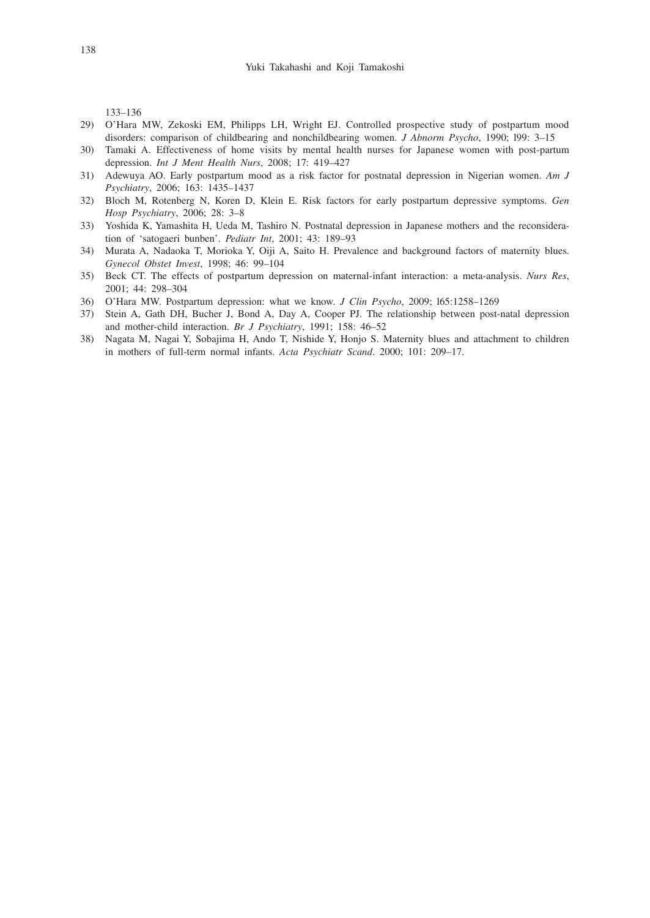133–136

29) O'Hara MW, Zekoski EM, Philipps LH, Wright EJ. Controlled prospective study of postpartum mood disorders: comparison of childbearing and nonchildbearing women. *J Abnorm Psycho*, 1990; l99: 3–15
30) Tamaki A. Effectiveness of home visits by mental health nurses for Japanese women with post-partum depression. *Int J Ment Health Nurs*, 2008; 17: 419–427
31) Adewuya AO. Early postpartum mood as a risk factor for postnatal depression in Nigerian women. *Am J Psychiatry*, 2006; 163: 1435–1437
32) Bloch M, Rotenberg N, Koren D, Klein E. Risk factors for early postpartum depressive symptoms. *Gen Hosp Psychiatry*, 2006; 28: 3–8
33) Yoshida K, Yamashita H, Ueda M, Tashiro N. Postnatal depression in Japanese mothers and the reconsideration of 'satogaeri bunben'. *Pediatr Int*, 2001; 43: 189–93
34) Murata A, Nadaoka T, Morioka Y, Oiji A, Saito H. Prevalence and background factors of maternity blues. *Gynecol Obstet Invest*, 1998; 46: 99–104
35) Beck CT. The effects of postpartum depression on maternal-infant interaction: a meta-analysis. *Nurs Res*, 2001; 44: 298–304
36) O'Hara MW. Postpartum depression: what we know. *J Clin Psycho*, 2009; l65:1258–1269
37) Stein A, Gath DH, Bucher J, Bond A, Day A, Cooper PJ. The relationship between post-natal depression and mother-child interaction. *Br J Psychiatry*, 1991; 158: 46–52
38) Nagata M, Nagai Y, Sobajima H, Ando T, Nishide Y, Honjo S. Maternity blues and attachment to children in mothers of full-term normal infants. *Acta Psychiatr Scand*. 2000; 101: 209–17.